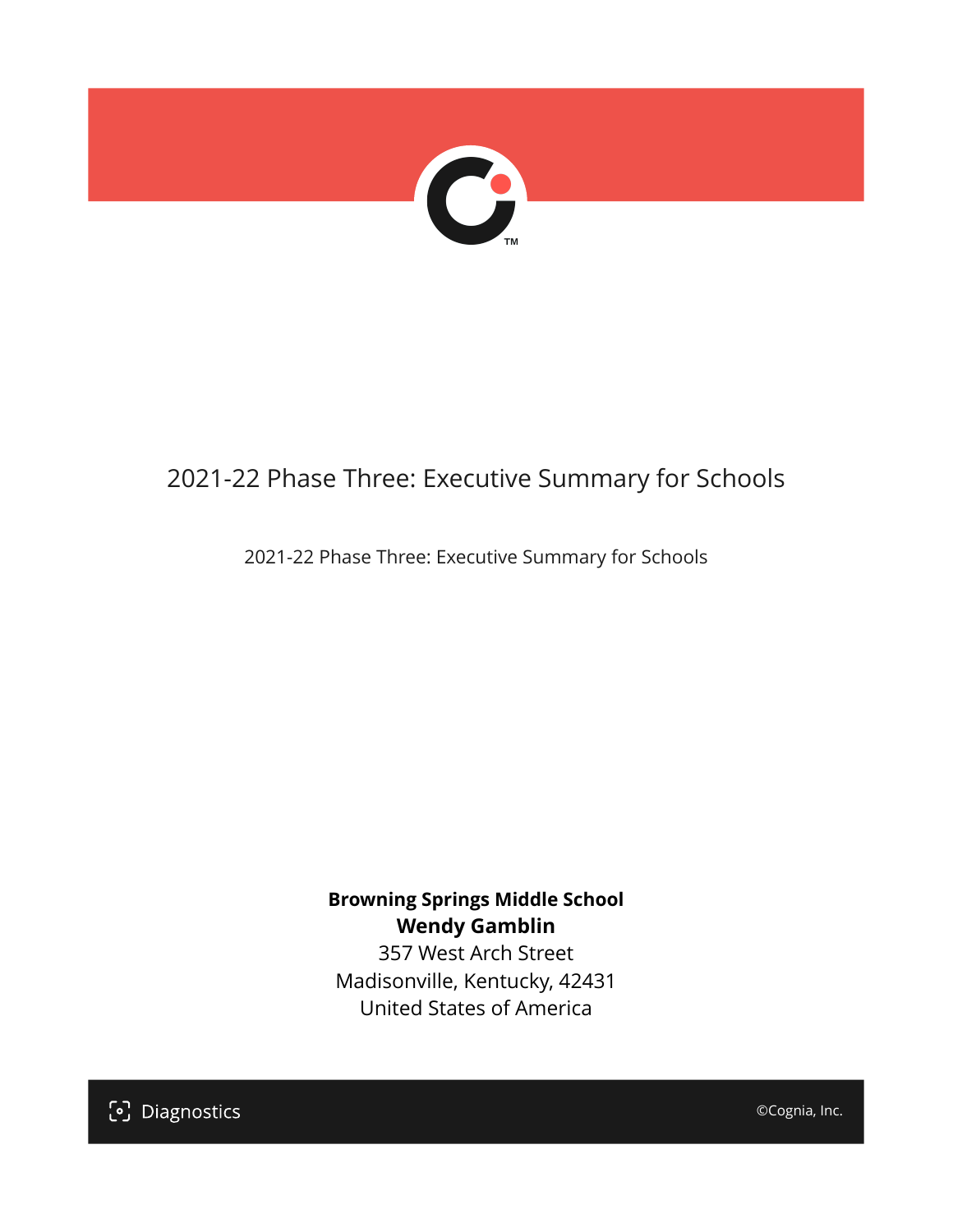# 2021-22 Phase Three: Executive Summary for Schools

2021-22 Phase Three: Executive Summary for Schools

**Browning Springs Middle School**
**Wendy Gamblin**
357 West Arch Street
Madisonville, Kentucky, 42431
United States of America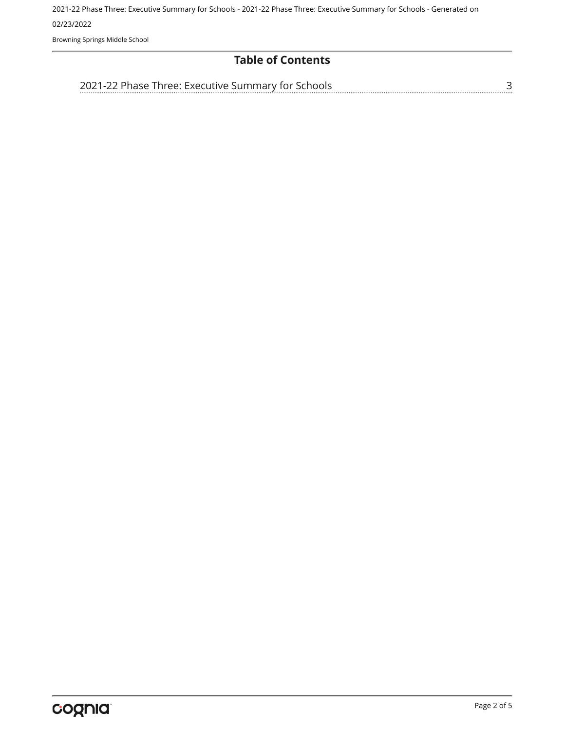# Table of Contents

2021-22 Phase Three: Executive Summary for Schools ........ 3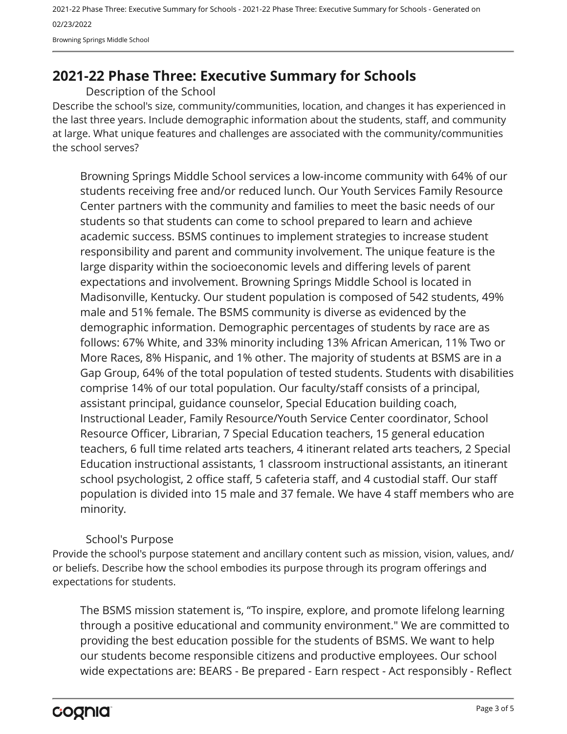## 2021-22 Phase Three: Executive Summary for Schools

### Description of the School

Describe the school's size, community/communities, location, and changes it has experienced in the last three years. Include demographic information about the students, staff, and community at large. What unique features and challenges are associated with the community/communities the school serves?

Browning Springs Middle School services a low-income community with 64% of our students receiving free and/or reduced lunch. Our Youth Services Family Resource Center partners with the community and families to meet the basic needs of our students so that students can come to school prepared to learn and achieve academic success. BSMS continues to implement strategies to increase student responsibility and parent and community involvement. The unique feature is the large disparity within the socioeconomic levels and differing levels of parent expectations and involvement. Browning Springs Middle School is located in Madisonville, Kentucky. Our student population is composed of 542 students, 49% male and 51% female. The BSMS community is diverse as evidenced by the demographic information. Demographic percentages of students by race are as follows: 67% White, and 33% minority including 13% African American, 11% Two or More Races, 8% Hispanic, and 1% other. The majority of students at BSMS are in a Gap Group, 64% of the total population of tested students. Students with disabilities comprise 14% of our total population. Our faculty/staff consists of a principal, assistant principal, guidance counselor, Special Education building coach, Instructional Leader, Family Resource/Youth Service Center coordinator, School Resource Officer, Librarian, 7 Special Education teachers, 15 general education teachers, 6 full time related arts teachers, 4 itinerant related arts teachers, 2 Special Education instructional assistants, 1 classroom instructional assistants, an itinerant school psychologist, 2 office staff, 5 cafeteria staff, and 4 custodial staff. Our staff population is divided into 15 male and 37 female. We have 4 staff members who are minority.

### School's Purpose

Provide the school's purpose statement and ancillary content such as mission, vision, values, and/or beliefs. Describe how the school embodies its purpose through its program offerings and expectations for students.

The BSMS mission statement is, “To inspire, explore, and promote lifelong learning through a positive educational and community environment." We are committed to providing the best education possible for the students of BSMS. We want to help our students become responsible citizens and productive employees. Our school wide expectations are: BEARS - Be prepared - Earn respect - Act responsibly - Reflect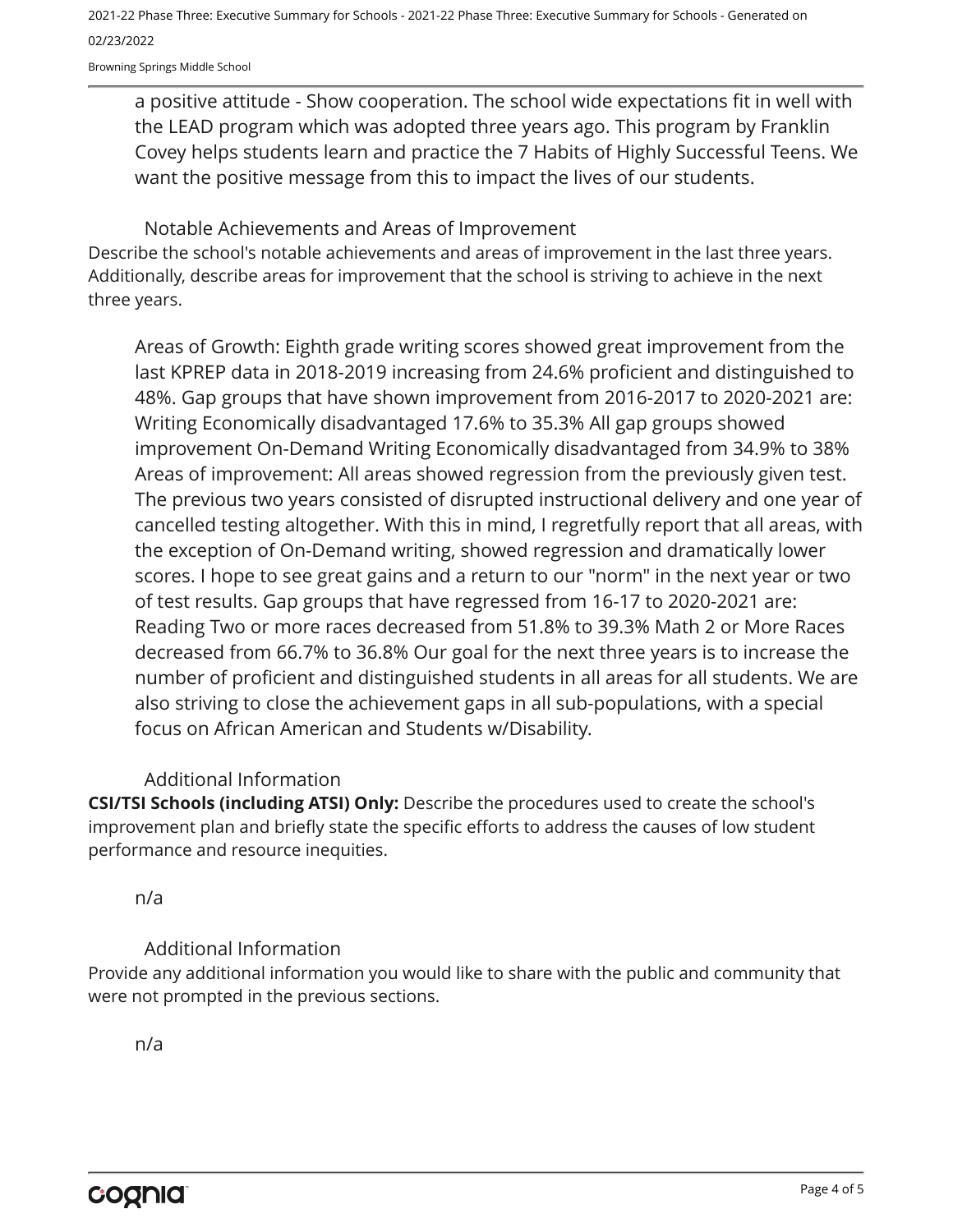a positive attitude - Show cooperation. The school wide expectations fit in well with the LEAD program which was adopted three years ago. This program by Franklin Covey helps students learn and practice the 7 Habits of Highly Successful Teens. We want the positive message from this to impact the lives of our students.

### Notable Achievements and Areas of Improvement

Describe the school's notable achievements and areas of improvement in the last three years. Additionally, describe areas for improvement that the school is striving to achieve in the next three years.

Areas of Growth: Eighth grade writing scores showed great improvement from the last KPREP data in 2018-2019 increasing from 24.6% proficient and distinguished to 48%. Gap groups that have shown improvement from 2016-2017 to 2020-2021 are: Writing Economically disadvantaged 17.6% to 35.3% All gap groups showed improvement On-Demand Writing Economically disadvantaged from 34.9% to 38% Areas of improvement: All areas showed regression from the previously given test. The previous two years consisted of disrupted instructional delivery and one year of cancelled testing altogether. With this in mind, I regretfully report that all areas, with the exception of On-Demand writing, showed regression and dramatically lower scores. I hope to see great gains and a return to our "norm" in the next year or two of test results. Gap groups that have regressed from 16-17 to 2020-2021 are: Reading Two or more races decreased from 51.8% to 39.3% Math 2 or More Races decreased from 66.7% to 36.8% Our goal for the next three years is to increase the number of proficient and distinguished students in all areas for all students. We are also striving to close the achievement gaps in all sub-populations, with a special focus on African American and Students w/Disability.

### Additional Information

**CSI/TSI Schools (including ATSI) Only:** Describe the procedures used to create the school's improvement plan and briefly state the specific efforts to address the causes of low student performance and resource inequities.

n/a

### Additional Information

Provide any additional information you would like to share with the public and community that were not prompted in the previous sections.

n/a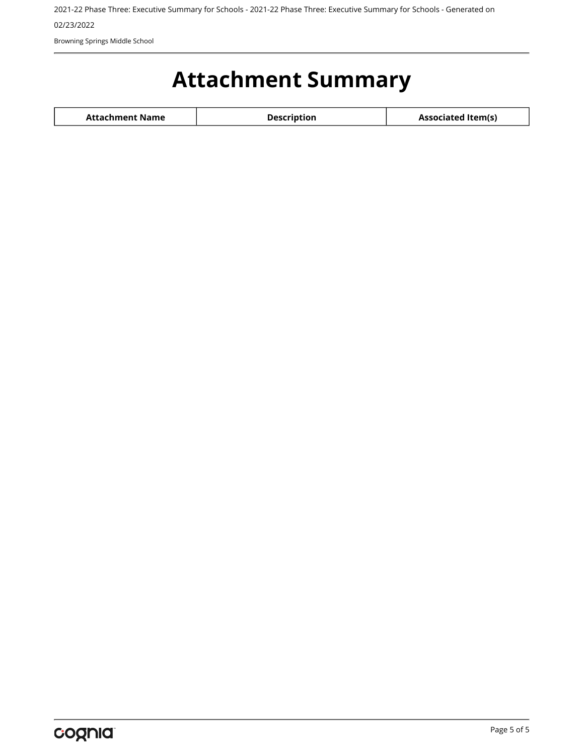# Attachment Summary

| Attachment Name | Description | Associated Item(s) |
|---|---|---|